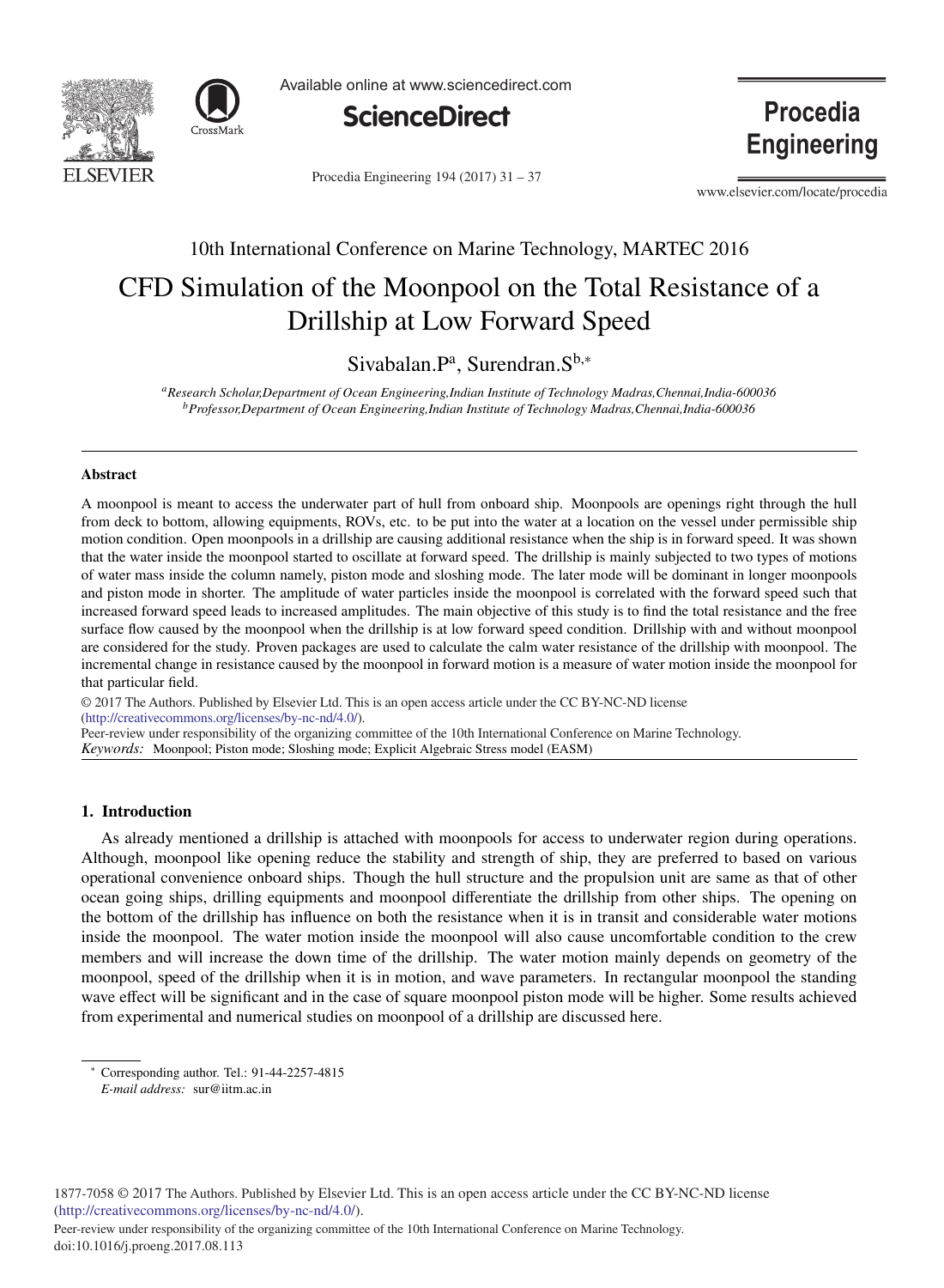10th International Conference on Marine Technology, MARTEC 2016

# CFD Simulation of the Moonpool on the Total Resistance of a Drillship at Low Forward Speed

Sivabalan.P[a], Surendran.S[b,*]

[a]*Research Scholar,Department of Ocean Engineering,Indian Institute of Technology Madras,Chennai,India-600036*
[b]*Professor,Department of Ocean Engineering,Indian Institute of Technology Madras,Chennai,India-600036*

## Abstract

A moonpool is meant to access the underwater part of hull from onboard ship. Moonpools are openings right through the hull from deck to bottom, allowing equipments, ROVs, etc. to be put into the water at a location on the vessel under permissible ship motion condition. Open moonpools in a drillship are causing additional resistance when the ship is in forward speed. It was shown that the water inside the moonpool started to oscillate at forward speed. The drillship is mainly subjected to two types of motions of water mass inside the column namely, piston mode and sloshing mode. The later mode will be dominant in longer moonpools and piston mode in shorter. The amplitude of water particles inside the moonpool is correlated with the forward speed such that increased forward speed leads to increased amplitudes. The main objective of this study is to find the total resistance and the free surface flow caused by the moonpool when the drillship is at low forward speed condition. Drillship with and without moonpool are considered for the study. Proven packages are used to calculate the calm water resistance of the drillship with moonpool. The incremental change in resistance caused by the moonpool in forward motion is a measure of water motion inside the moonpool for that particular field.

© 2017 The Authors. Published by Elsevier Ltd. This is an open access article under the CC BY-NC-ND license (http://creativecommons.org/licenses/by-nc-nd/4.0/).
Peer-review under responsibility of the organizing committee of the 10th International Conference on Marine Technology.

*Keywords:* Moonpool; Piston mode; Sloshing mode; Explicit Algebraic Stress model (EASM)

## 1. Introduction

As already mentioned a drillship is attached with moonpools for access to underwater region during operations. Although, moonpool like opening reduce the stability and strength of ship, they are preferred to based on various operational convenience onboard ships. Though the hull structure and the propulsion unit are same as that of other ocean going ships, drilling equipments and moonpool differentiate the drillship from other ships. The opening on the bottom of the drillship has influence on both the resistance when it is in transit and considerable water motions inside the moonpool. The water motion inside the moonpool will also cause uncomfortable condition to the crew members and will increase the down time of the drillship. The water motion mainly depends on geometry of the moonpool, speed of the drillship when it is in motion, and wave parameters. In rectangular moonpool the standing wave effect will be significant and in the case of square moonpool piston mode will be higher. Some results achieved from experimental and numerical studies on moonpool of a drillship are discussed here.

* Corresponding author. Tel.: 91-44-2257-4815
*E-mail address:* sur@iitm.ac.in

1877-7058 © 2017 The Authors. Published by Elsevier Ltd. This is an open access article under the CC BY-NC-ND license (http://creativecommons.org/licenses/by-nc-nd/4.0/).
Peer-review under responsibility of the organizing committee of the 10th International Conference on Marine Technology.
doi:10.1016/j.proeng.2017.08.113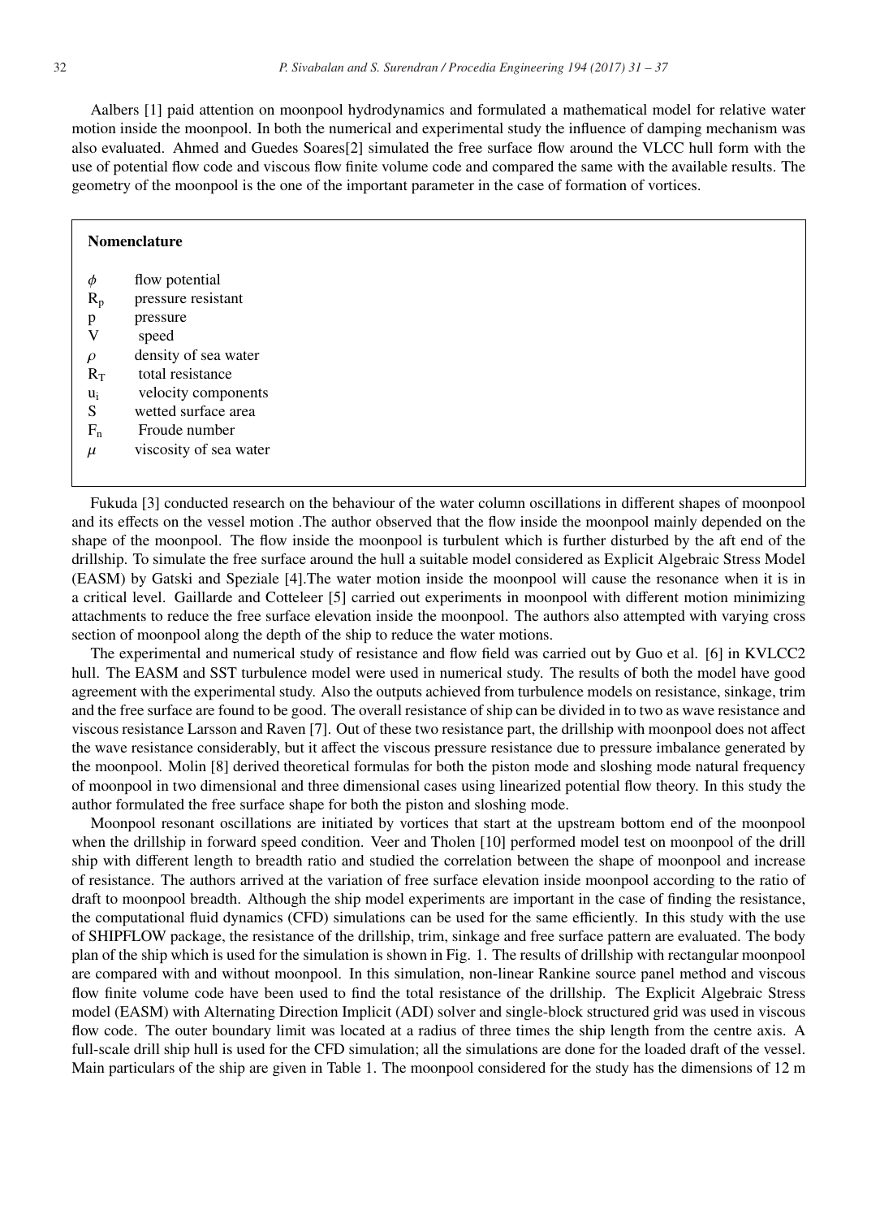Aalbers [1] paid attention on moonpool hydrodynamics and formulated a mathematical model for relative water motion inside the moonpool. In both the numerical and experimental study the influence of damping mechanism was also evaluated. Ahmed and Guedes Soares[2] simulated the free surface flow around the VLCC hull form with the use of potential flow code and viscous flow finite volume code and compared the same with the available results. The geometry of the moonpool is the one of the important parameter in the case of formation of vortices.

**Nomenclature**

| | |
|---|---|
| $\phi$ | flow potential |
| $R_p$ | pressure resistant |
| p | pressure |
| V | speed |
| $\rho$ | density of sea water |
| $R_T$ | total resistance |
| $u_i$ | velocity components |
| S | wetted surface area |
| $F_n$ | Froude number |
| $\mu$ | viscosity of sea water |

Fukuda [3] conducted research on the behaviour of the water column oscillations in different shapes of moonpool and its effects on the vessel motion .The author observed that the flow inside the moonpool mainly depended on the shape of the moonpool. The flow inside the moonpool is turbulent which is further disturbed by the aft end of the drillship. To simulate the free surface around the hull a suitable model considered as Explicit Algebraic Stress Model (EASM) by Gatski and Speziale [4].The water motion inside the moonpool will cause the resonance when it is in a critical level. Gaillarde and Cotteleer [5] carried out experiments in moonpool with different motion minimizing attachments to reduce the free surface elevation inside the moonpool. The authors also attempted with varying cross section of moonpool along the depth of the ship to reduce the water motions.

The experimental and numerical study of resistance and flow field was carried out by Guo et al. [6] in KVLCC2 hull. The EASM and SST turbulence model were used in numerical study. The results of both the model have good agreement with the experimental study. Also the outputs achieved from turbulence models on resistance, sinkage, trim and the free surface are found to be good. The overall resistance of ship can be divided in to two as wave resistance and viscous resistance Larsson and Raven [7]. Out of these two resistance part, the drillship with moonpool does not affect the wave resistance considerably, but it affect the viscous pressure resistance due to pressure imbalance generated by the moonpool. Molin [8] derived theoretical formulas for both the piston mode and sloshing mode natural frequency of moonpool in two dimensional and three dimensional cases using linearized potential flow theory. In this study the author formulated the free surface shape for both the piston and sloshing mode.

Moonpool resonant oscillations are initiated by vortices that start at the upstream bottom end of the moonpool when the drillship in forward speed condition. Veer and Tholen [10] performed model test on moonpool of the drill ship with different length to breadth ratio and studied the correlation between the shape of moonpool and increase of resistance. The authors arrived at the variation of free surface elevation inside moonpool according to the ratio of draft to moonpool breadth. Although the ship model experiments are important in the case of finding the resistance, the computational fluid dynamics (CFD) simulations can be used for the same efficiently. In this study with the use of SHIPFLOW package, the resistance of the drillship, trim, sinkage and free surface pattern are evaluated. The body plan of the ship which is used for the simulation is shown in Fig. 1. The results of drillship with rectangular moonpool are compared with and without moonpool. In this simulation, non-linear Rankine source panel method and viscous flow finite volume code have been used to find the total resistance of the drillship. The Explicit Algebraic Stress model (EASM) with Alternating Direction Implicit (ADI) solver and single-block structured grid was used in viscous flow code. The outer boundary limit was located at a radius of three times the ship length from the centre axis. A full-scale drill ship hull is used for the CFD simulation; all the simulations are done for the loaded draft of the vessel. Main particulars of the ship are given in Table 1. The moonpool considered for the study has the dimensions of 12 m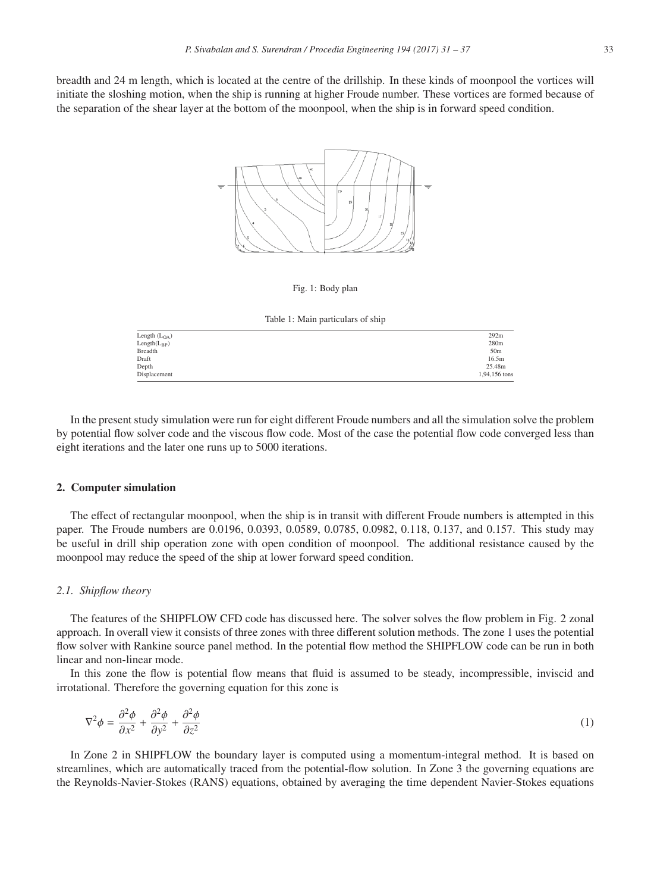breadth and 24 m length, which is located at the centre of the drillship. In these kinds of moonpool the vortices will initiate the sloshing motion, when the ship is running at higher Froude number. These vortices are formed because of the separation of the shear layer at the bottom of the moonpool, when the ship is in forward speed condition.

Fig. 1: Body plan

Table 1: Main particulars of ship

| | |
|---|---|
| Length ($L_{OA}$) | 292m |
| Length($L_{BP}$) | 280m |
| Breadth | 50m |
| Draft | 16.5m |
| Depth | 25.48m |
| Displacement | 1,94,156 tons |

In the present study simulation were run for eight different Froude numbers and all the simulation solve the problem by potential flow solver code and the viscous flow code. Most of the case the potential flow code converged less than eight iterations and the later one runs up to 5000 iterations.

## 2. Computer simulation

The effect of rectangular moonpool, when the ship is in transit with different Froude numbers is attempted in this paper. The Froude numbers are 0.0196, 0.0393, 0.0589, 0.0785, 0.0982, 0.118, 0.137, and 0.157. This study may be useful in drill ship operation zone with open condition of moonpool. The additional resistance caused by the moonpool may reduce the speed of the ship at lower forward speed condition.

### *2.1. Shipflow theory*

The features of the SHIPFLOW CFD code has discussed here. The solver solves the flow problem in Fig. 2 zonal approach. In overall view it consists of three zones with three different solution methods. The zone 1 uses the potential flow solver with Rankine source panel method. In the potential flow method the SHIPFLOW code can be run in both linear and non-linear mode.

In this zone the flow is potential flow means that fluid is assumed to be steady, incompressible, inviscid and irrotational. Therefore the governing equation for this zone is

$$\nabla^2 \phi = \frac{\partial^2 \phi}{\partial x^2} + \frac{\partial^2 \phi}{\partial y^2} + \frac{\partial^2 \phi}{\partial z^2} \tag{1}$$

In Zone 2 in SHIPFLOW the boundary layer is computed using a momentum-integral method. It is based on streamlines, which are automatically traced from the potential-flow solution. In Zone 3 the governing equations are the Reynolds-Navier-Stokes (RANS) equations, obtained by averaging the time dependent Navier-Stokes equations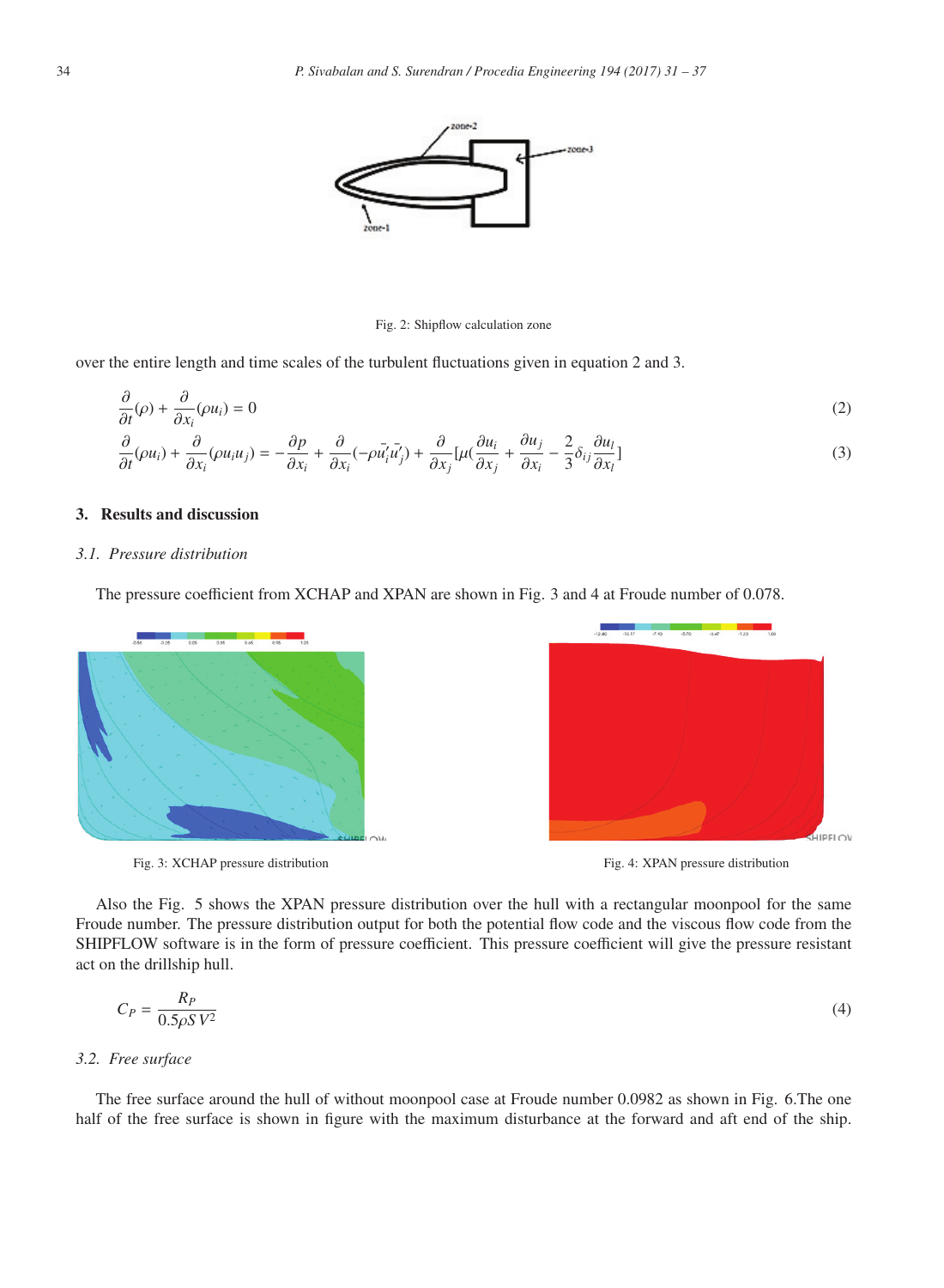Fig. 2: Shipflow calculation zone

over the entire length and time scales of the turbulent fluctuations given in equation 2 and 3.

$$\frac{\partial}{\partial t}(\rho) + \frac{\partial}{\partial x_i}(\rho u_i) = 0 \tag{2}$$

$$\frac{\partial}{\partial t}(\rho u_i) + \frac{\partial}{\partial x_i}(\rho u_i u_j) = -\frac{\partial p}{\partial x_i} + \frac{\partial}{\partial x_i}(-\rho \bar{u_i'} \bar{u_j'}) + \frac{\partial}{\partial x_j}[\mu(\frac{\partial u_i}{\partial x_j} + \frac{\partial u_j}{\partial x_i} - \frac{2}{3}\delta_{ij}\frac{\partial u_l}{\partial x_l}] \tag{3}$$

## 3. Results and discussion

### 3.1. Pressure distribution

The pressure coefficient from XCHAP and XPAN are shown in Fig. 3 and 4 at Froude number of 0.078.

Fig. 3: XCHAP pressure distribution

Fig. 4: XPAN pressure distribution

Also the Fig. 5 shows the XPAN pressure distribution over the hull with a rectangular moonpool for the same Froude number. The pressure distribution output for both the potential flow code and the viscous flow code from the SHIPFLOW software is in the form of pressure coefficient. This pressure coefficient will give the pressure resistant act on the drillship hull.

$$C_P = \frac{R_P}{0.5\rho S V^2} \tag{4}$$

### 3.2. Free surface

The free surface around the hull of without moonpool case at Froude number 0.0982 as shown in Fig. 6.The one half of the free surface is shown in figure with the maximum disturbance at the forward and aft end of the ship.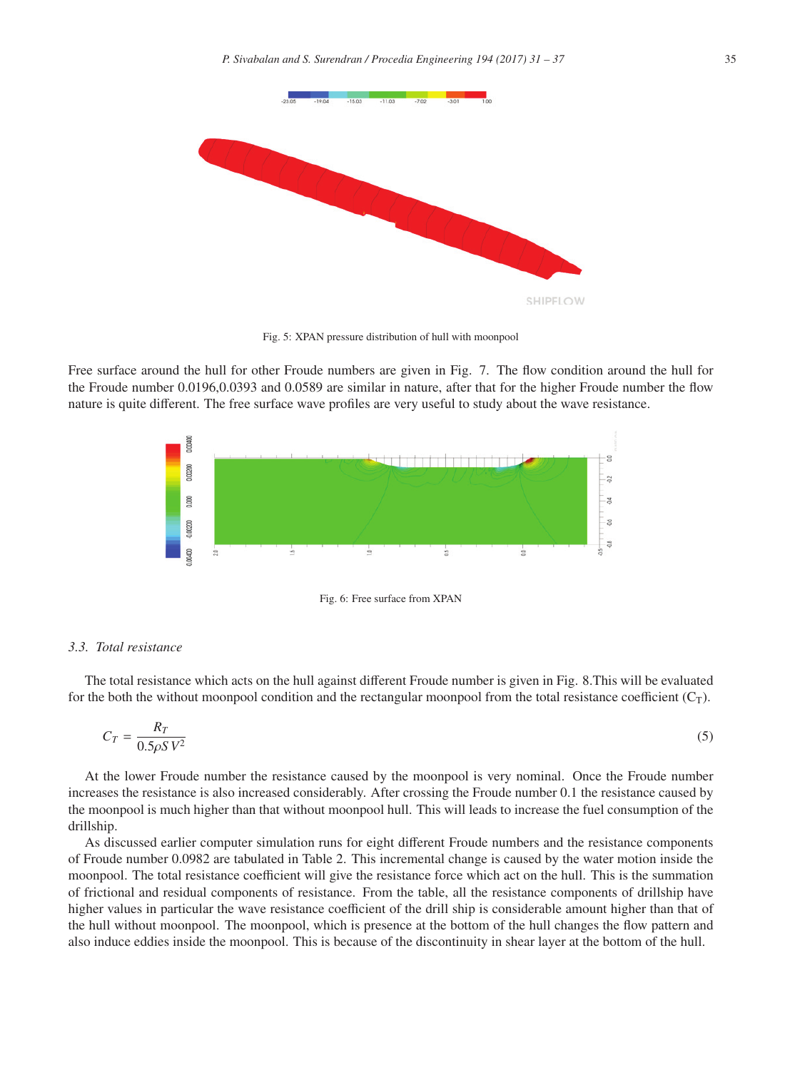Fig. 5: XPAN pressure distribution of hull with moonpool

Free surface around the hull for other Froude numbers are given in Fig. 7. The flow condition around the hull for the Froude number 0.0196,0.0393 and 0.0589 are similar in nature, after that for the higher Froude number the flow nature is quite different. The free surface wave profiles are very useful to study about the wave resistance.

Fig. 6: Free surface from XPAN

### 3.3. Total resistance

The total resistance which acts on the hull against different Froude number is given in Fig. 8.This will be evaluated for the both the without moonpool condition and the rectangular moonpool from the total resistance coefficient ($C_T$).

$$C_T = \frac{R_T}{0.5\rho S V^2} \tag{5}$$

At the lower Froude number the resistance caused by the moonpool is very nominal. Once the Froude number increases the resistance is also increased considerably. After crossing the Froude number 0.1 the resistance caused by the moonpool is much higher than that without moonpool hull. This will leads to increase the fuel consumption of the drillship.

As discussed earlier computer simulation runs for eight different Froude numbers and the resistance components of Froude number 0.0982 are tabulated in Table 2. This incremental change is caused by the water motion inside the moonpool. The total resistance coefficient will give the resistance force which act on the hull. This is the summation of frictional and residual components of resistance. From the table, all the resistance components of drillship have higher values in particular the wave resistance coefficient of the drill ship is considerable amount higher than that of the hull without moonpool. The moonpool, which is presence at the bottom of the hull changes the flow pattern and also induce eddies inside the moonpool. This is because of the discontinuity in shear layer at the bottom of the hull.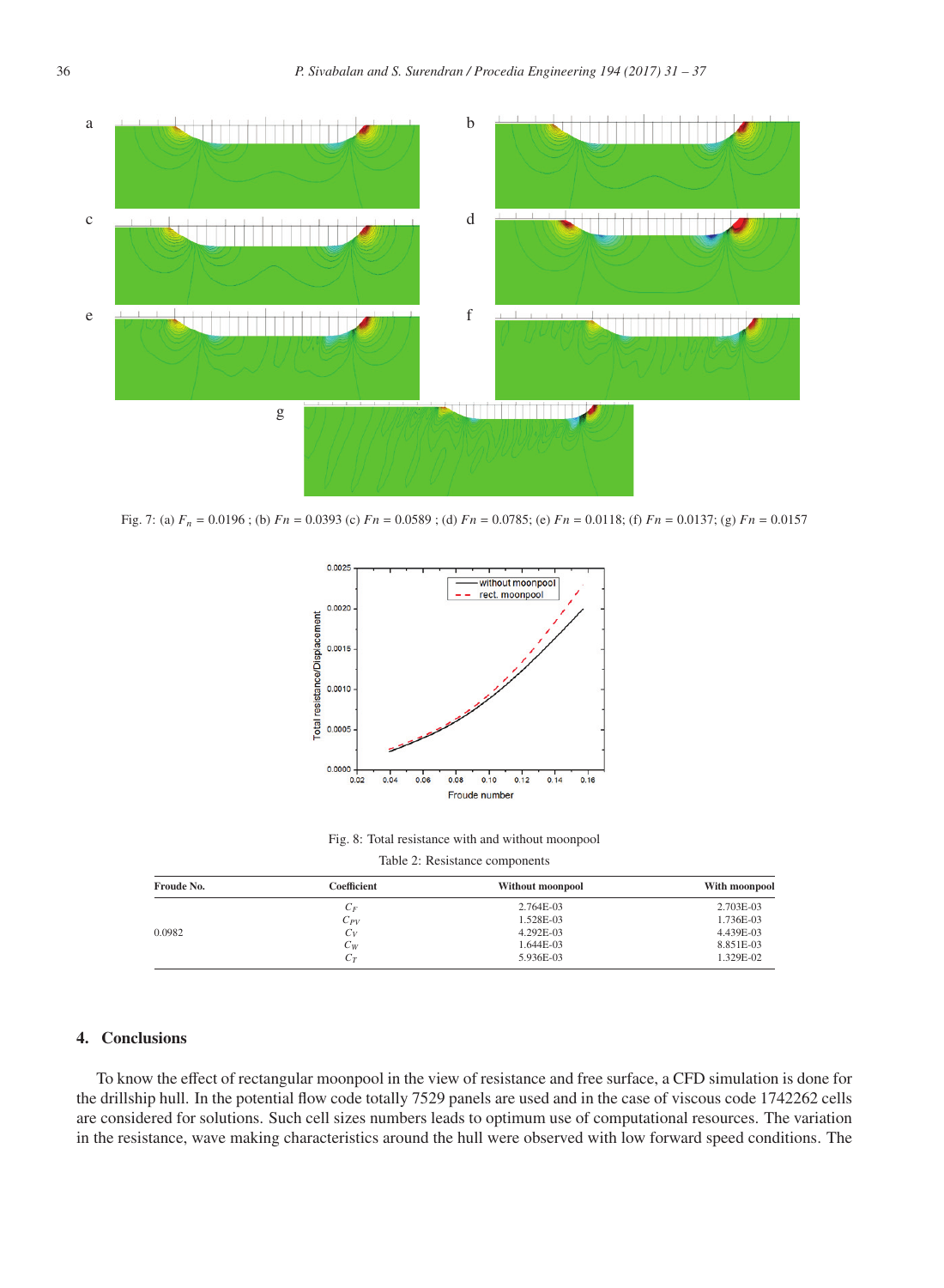Fig. 7: (a) $F_n$ = 0.0196 ; (b) $Fn$ = 0.0393 (c) $Fn$ = 0.0589 ; (d) $Fn$ = 0.0785; (e) $Fn$ = 0.0118; (f) $Fn$ = 0.0137; (g) $Fn$ = 0.0157

Fig. 8: Total resistance with and without moonpool

Table 2: Resistance components

| Froude No. | Coefficient | Without moonpool | With moonpool |
|---|---|---|---|
| 0.0982 | $C_F$ | 2.764E-03 | 2.703E-03 |
| | $C_{PV}$ | 1.528E-03 | 1.736E-03 |
| | $C_V$ | 4.292E-03 | 4.439E-03 |
| | $C_W$ | 1.644E-03 | 8.851E-03 |
| | $C_T$ | 5.936E-03 | 1.329E-02 |

## 4. Conclusions

To know the effect of rectangular moonpool in the view of resistance and free surface, a CFD simulation is done for the drillship hull. In the potential flow code totally 7529 panels are used and in the case of viscous code 1742262 cells are considered for solutions. Such cell sizes numbers leads to optimum use of computational resources. The variation in the resistance, wave making characteristics around the hull were observed with low forward speed conditions. The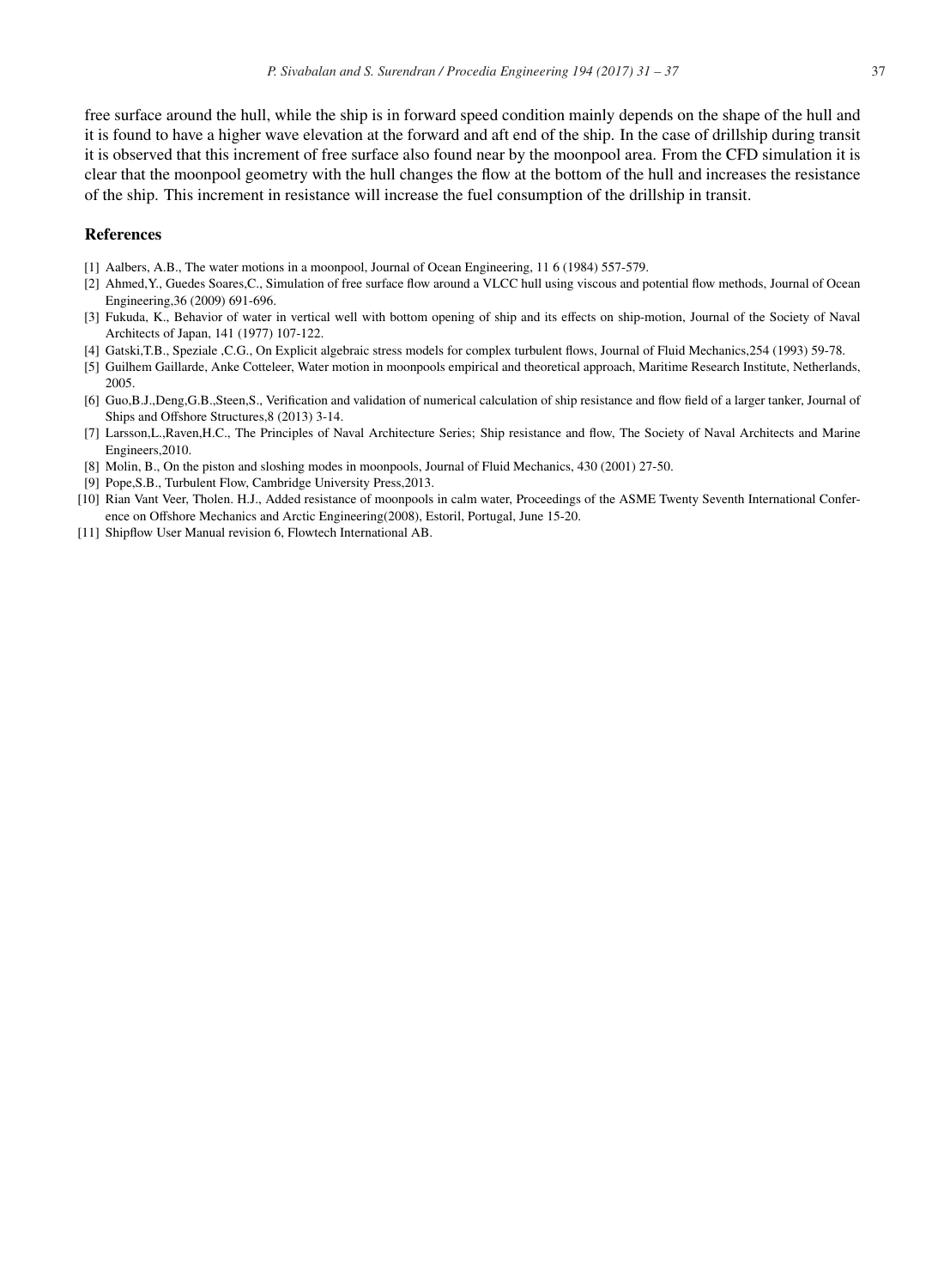free surface around the hull, while the ship is in forward speed condition mainly depends on the shape of the hull and it is found to have a higher wave elevation at the forward and aft end of the ship. In the case of drillship during transit it is observed that this increment of free surface also found near by the moonpool area. From the CFD simulation it is clear that the moonpool geometry with the hull changes the flow at the bottom of the hull and increases the resistance of the ship. This increment in resistance will increase the fuel consumption of the drillship in transit.

## References

[1] Aalbers, A.B., The water motions in a moonpool, Journal of Ocean Engineering, 11 6 (1984) 557-579.

[2] Ahmed,Y., Guedes Soares,C., Simulation of free surface flow around a VLCC hull using viscous and potential flow methods, Journal of Ocean Engineering,36 (2009) 691-696.

[3] Fukuda, K., Behavior of water in vertical well with bottom opening of ship and its effects on ship-motion, Journal of the Society of Naval Architects of Japan, 141 (1977) 107-122.

[4] Gatski,T.B., Speziale ,C.G., On Explicit algebraic stress models for complex turbulent flows, Journal of Fluid Mechanics,254 (1993) 59-78.

[5] Guilhem Gaillarde, Anke Cotteleer, Water motion in moonpools empirical and theoretical approach, Maritime Research Institute, Netherlands, 2005.

[6] Guo,B.J.,Deng,G.B.,Steen,S., Verification and validation of numerical calculation of ship resistance and flow field of a larger tanker, Journal of Ships and Offshore Structures,8 (2013) 3-14.

[7] Larsson,L.,Raven,H.C., The Principles of Naval Architecture Series; Ship resistance and flow, The Society of Naval Architects and Marine Engineers,2010.

[8] Molin, B., On the piston and sloshing modes in moonpools, Journal of Fluid Mechanics, 430 (2001) 27-50.

[9] Pope,S.B., Turbulent Flow, Cambridge University Press,2013.

[10] Rian Vant Veer, Tholen. H.J., Added resistance of moonpools in calm water, Proceedings of the ASME Twenty Seventh International Conference on Offshore Mechanics and Arctic Engineering(2008), Estoril, Portugal, June 15-20.

[11] Shipflow User Manual revision 6, Flowtech International AB.